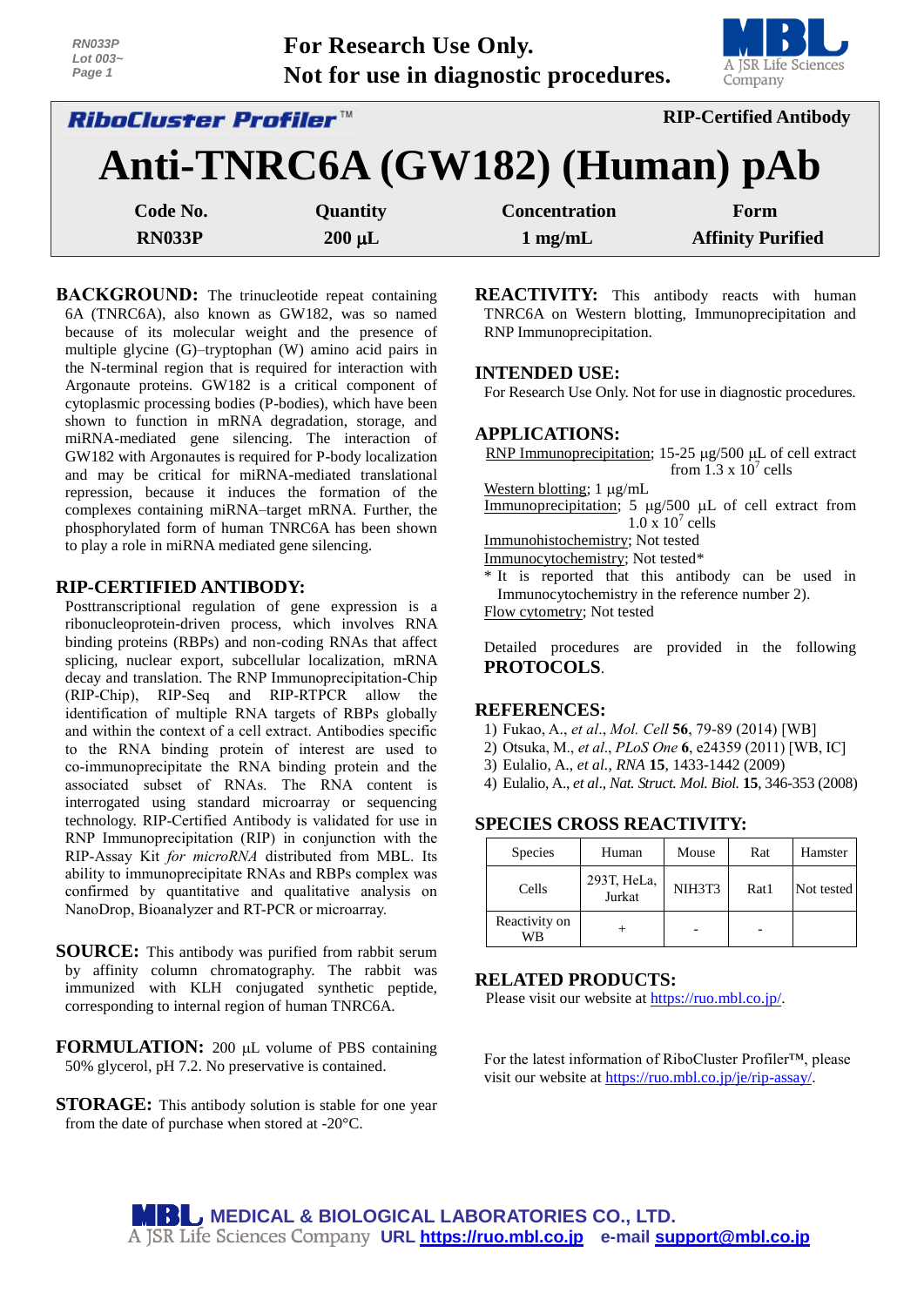For Research Use Only.
Not for use in diagnostic procedures.

**RiboCluster Profiler™** — RIP-Certified Antibody

# Anti-TNRC6A (GW182) (Human) pAb

| Code No. | Quantity | Concentration | Form |
|---|---|---|---|
| RN033P | 200 µL | 1 mg/mL | Affinity Purified |

## BACKGROUND:

The trinucleotide repeat containing 6A (TNRC6A), also known as GW182, was so named because of its molecular weight and the presence of multiple glycine (G)–tryptophan (W) amino acid pairs in the N-terminal region that is required for interaction with Argonaute proteins. GW182 is a critical component of cytoplasmic processing bodies (P-bodies), which have been shown to function in mRNA degradation, storage, and miRNA-mediated gene silencing. The interaction of GW182 with Argonautes is required for P-body localization and may be critical for miRNA-mediated translational repression, because it induces the formation of the complexes containing miRNA–target mRNA. Further, the phosphorylated form of human TNRC6A has been shown to play a role in miRNA mediated gene silencing.

## RIP-CERTIFIED ANTIBODY:

Posttranscriptional regulation of gene expression is a ribonucleoprotein-driven process, which involves RNA binding proteins (RBPs) and non-coding RNAs that affect splicing, nuclear export, subcellular localization, mRNA decay and translation. The RNP Immunoprecipitation-Chip (RIP-Chip), RIP-Seq and RIP-RTPCR allow the identification of multiple RNA targets of RBPs globally and within the context of a cell extract. Antibodies specific to the RNA binding protein of interest are used to co-immunoprecipitate the RNA binding protein and the associated subset of RNAs. The RNA content is interrogated using standard microarray or sequencing technology. RIP-Certified Antibody is validated for use in RNP Immunoprecipitation (RIP) in conjunction with the RIP-Assay Kit *for microRNA* distributed from MBL. Its ability to immunoprecipitate RNAs and RBPs complex was confirmed by quantitative and qualitative analysis on NanoDrop, Bioanalyzer and RT-PCR or microarray.

## SOURCE:

This antibody was purified from rabbit serum by affinity column chromatography. The rabbit was immunized with KLH conjugated synthetic peptide, corresponding to internal region of human TNRC6A.

## FORMULATION:

200 µL volume of PBS containing 50% glycerol, pH 7.2. No preservative is contained.

## STORAGE:

This antibody solution is stable for one year from the date of purchase when stored at -20°C.

## REACTIVITY:

This antibody reacts with human TNRC6A on Western blotting, Immunoprecipitation and RNP Immunoprecipitation.

## INTENDED USE:

For Research Use Only. Not for use in diagnostic procedures.

## APPLICATIONS:

RNP Immunoprecipitation; 15-25 µg/500 µL of cell extract from $1.3 \times 10^7$ cells
Western blotting; 1 µg/mL
Immunoprecipitation; 5 µg/500 µL of cell extract from $1.0 \times 10^7$ cells
Immunohistochemistry; Not tested
Immunocytochemistry; Not tested*
* It is reported that this antibody can be used in Immunocytochemistry in the reference number 2).
Flow cytometry; Not tested

Detailed procedures are provided in the following **PROTOCOLS**.

## REFERENCES:

1) Fukao, A., *et al*., *Mol. Cell* **56**, 79-89 (2014) [WB]
2) Otsuka, M., *et al*., *PLoS One* **6**, e24359 (2011) [WB, IC]
3) Eulalio, A., *et al.*, *RNA* **15**, 1433-1442 (2009)
4) Eulalio, A., *et al*., *Nat. Struct. Mol. Biol.* **15**, 346-353 (2008)

## SPECIES CROSS REACTIVITY:

| Species | Human | Mouse | Rat | Hamster |
|---|---|---|---|---|
| Cells | 293T, HeLa, Jurkat | NIH3T3 | Rat1 | Not tested |
| Reactivity on WB | + | - | - | |

## RELATED PRODUCTS:

Please visit our website at https://ruo.mbl.co.jp/.

For the latest information of RiboCluster Profiler™, please visit our website at https://ruo.mbl.co.jp/je/rip-assay/.

MEDICAL & BIOLOGICAL LABORATORIES CO., LTD.
A JSR Life Sciences Company URL https://ruo.mbl.co.jp e-mail support@mbl.co.jp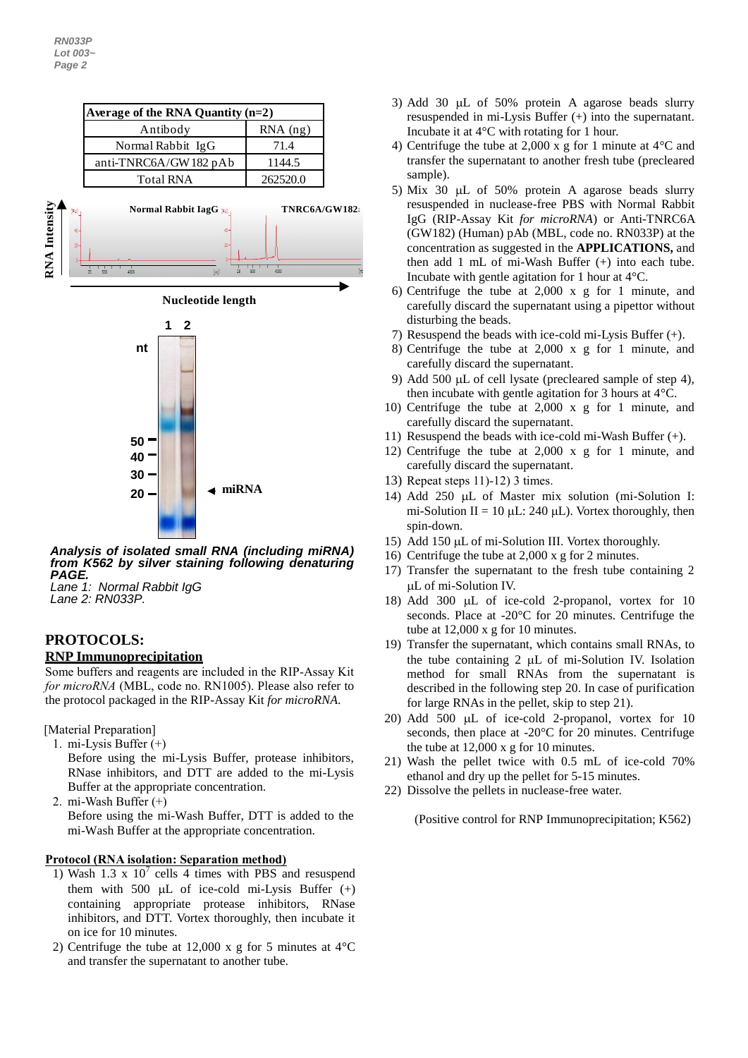| Average of the RNA Quantity (n=2) | |
|---|---|
| Antibody | RNA (ng) |
| Normal Rabbit IgG | 71.4 |
| anti-TNRC6A/GW182 pAb | 1144.5 |
| Total RNA | 262520.0 |

**Analysis of isolated small RNA (including miRNA) from K562 by silver staining following denaturing PAGE.**
*Lane 1: Normal Rabbit IgG*
*Lane 2: RN033P.*

## PROTOCOLS:

### RNP Immunoprecipitation

Some buffers and reagents are included in the RIP-Assay Kit *for microRNA* (MBL, code no. RN1005). Please also refer to the protocol packaged in the RIP-Assay Kit *for microRNA*.

[Material Preparation]

1. mi-Lysis Buffer (+)
   Before using the mi-Lysis Buffer, protease inhibitors, RNase inhibitors, and DTT are added to the mi-Lysis Buffer at the appropriate concentration.
2. mi-Wash Buffer (+)
   Before using the mi-Wash Buffer, DTT is added to the mi-Wash Buffer at the appropriate concentration.

**Protocol (RNA isolation: Separation method)**

1) Wash 1.3 x $10^7$ cells 4 times with PBS and resuspend them with 500 μL of ice-cold mi-Lysis Buffer (+) containing appropriate protease inhibitors, RNase inhibitors, and DTT. Vortex thoroughly, then incubate it on ice for 10 minutes.
2) Centrifuge the tube at 12,000 x g for 5 minutes at 4°C and transfer the supernatant to another tube.
3) Add 30 μL of 50% protein A agarose beads slurry resuspended in mi-Lysis Buffer (+) into the supernatant. Incubate it at 4°C with rotating for 1 hour.
4) Centrifuge the tube at 2,000 x g for 1 minute at 4°C and transfer the supernatant to another fresh tube (precleared sample).
5) Mix 30 μL of 50% protein A agarose beads slurry resuspended in nuclease-free PBS with Normal Rabbit IgG (RIP-Assay Kit *for microRNA*) or Anti-TNRC6A (GW182) (Human) pAb (MBL, code no. RN033P) at the concentration as suggested in the **APPLICATIONS,** and then add 1 mL of mi-Wash Buffer (+) into each tube. Incubate with gentle agitation for 1 hour at 4°C.
6) Centrifuge the tube at 2,000 x g for 1 minute, and carefully discard the supernatant using a pipettor without disturbing the beads.
7) Resuspend the beads with ice-cold mi-Lysis Buffer (+).
8) Centrifuge the tube at 2,000 x g for 1 minute, and carefully discard the supernatant.
9) Add 500 μL of cell lysate (precleared sample of step 4), then incubate with gentle agitation for 3 hours at 4°C.
10) Centrifuge the tube at 2,000 x g for 1 minute, and carefully discard the supernatant.
11) Resuspend the beads with ice-cold mi-Wash Buffer (+).
12) Centrifuge the tube at 2,000 x g for 1 minute, and carefully discard the supernatant.
13) Repeat steps 11)-12) 3 times.
14) Add 250 μL of Master mix solution (mi-Solution I: mi-Solution II = 10 μL: 240 μL). Vortex thoroughly, then spin-down.
15) Add 150 μL of mi-Solution III. Vortex thoroughly.
16) Centrifuge the tube at 2,000 x g for 2 minutes.
17) Transfer the supernatant to the fresh tube containing 2 μL of mi-Solution IV.
18) Add 300 μL of ice-cold 2-propanol, vortex for 10 seconds. Place at -20°C for 20 minutes. Centrifuge the tube at 12,000 x g for 10 minutes.
19) Transfer the supernatant, which contains small RNAs, to the tube containing 2 μL of mi-Solution IV. Isolation method for small RNAs from the supernatant is described in the following step 20. In case of purification for large RNAs in the pellet, skip to step 21).
20) Add 500 μL of ice-cold 2-propanol, vortex for 10 seconds, then place at -20°C for 20 minutes. Centrifuge the tube at 12,000 x g for 10 minutes.
21) Wash the pellet twice with 0.5 mL of ice-cold 70% ethanol and dry up the pellet for 5-15 minutes.
22) Dissolve the pellets in nuclease-free water.

(Positive control for RNP Immunoprecipitation; K562)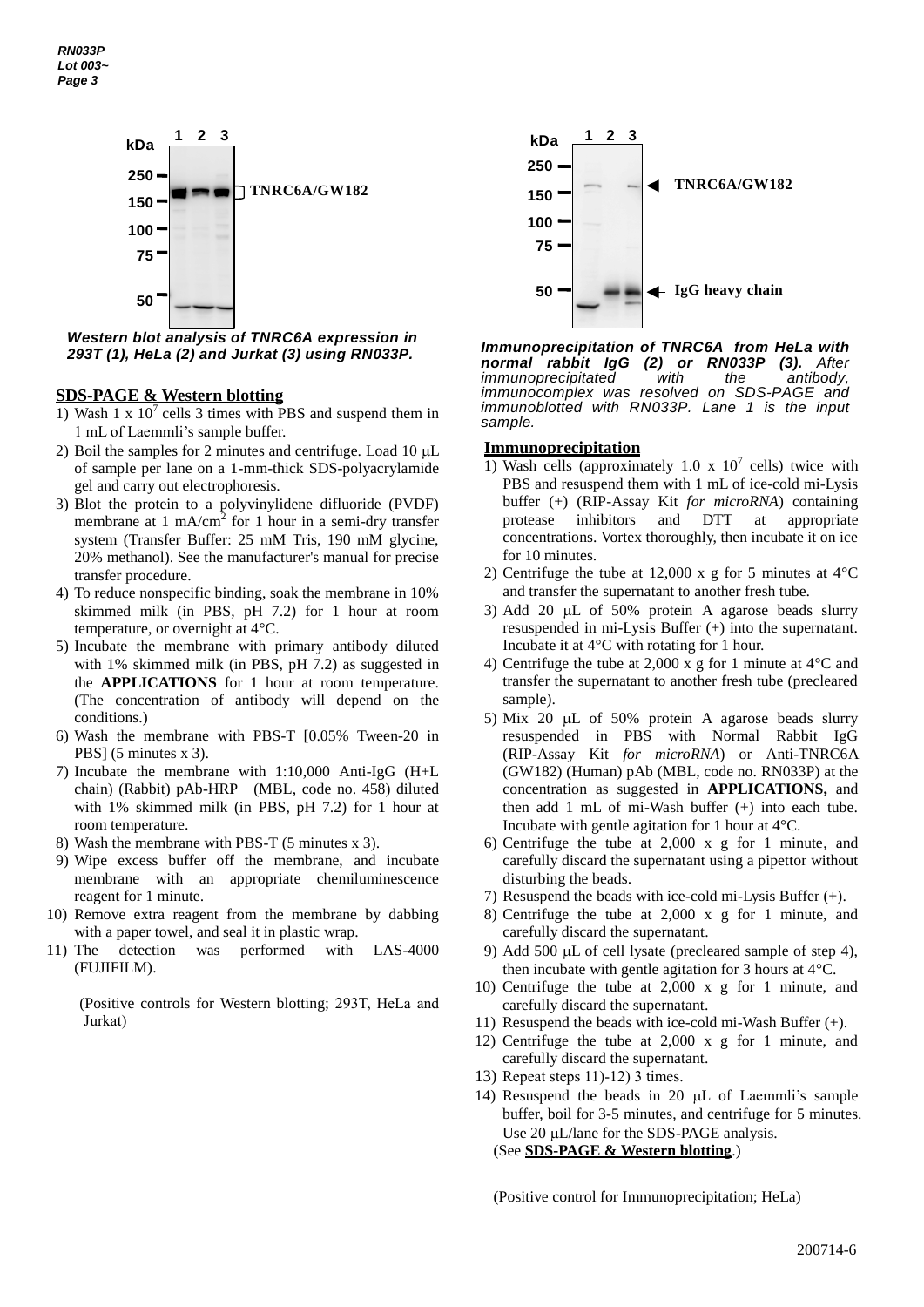kDa
1 2 3
250
150
100
75
50
TNRC6A/GW182

***Western blot analysis of TNRC6A expression in 293T (1), HeLa (2) and Jurkat (3) using RN033P.***

## SDS-PAGE & Western blotting

1) Wash 1 x $10^7$ cells 3 times with PBS and suspend them in 1 mL of Laemmli's sample buffer.
2) Boil the samples for 2 minutes and centrifuge. Load 10 μL of sample per lane on a 1-mm-thick SDS-polyacrylamide gel and carry out electrophoresis.
3) Blot the protein to a polyvinylidene difluoride (PVDF) membrane at 1 mA/$cm^2$ for 1 hour in a semi-dry transfer system (Transfer Buffer: 25 mM Tris, 190 mM glycine, 20% methanol). See the manufacturer's manual for precise transfer procedure.
4) To reduce nonspecific binding, soak the membrane in 10% skimmed milk (in PBS, pH 7.2) for 1 hour at room temperature, or overnight at 4°C.
5) Incubate the membrane with primary antibody diluted with 1% skimmed milk (in PBS, pH 7.2) as suggested in the **APPLICATIONS** for 1 hour at room temperature. (The concentration of antibody will depend on the conditions.)
6) Wash the membrane with PBS-T [0.05% Tween-20 in PBS] (5 minutes x 3).
7) Incubate the membrane with 1:10,000 Anti-IgG (H+L chain) (Rabbit) pAb-HRP (MBL, code no. 458) diluted with 1% skimmed milk (in PBS, pH 7.2) for 1 hour at room temperature.
8) Wash the membrane with PBS-T (5 minutes x 3).
9) Wipe excess buffer off the membrane, and incubate membrane with an appropriate chemiluminescence reagent for 1 minute.
10) Remove extra reagent from the membrane by dabbing with a paper towel, and seal it in plastic wrap.
11) The detection was performed with LAS-4000 (FUJIFILM).

(Positive controls for Western blotting; 293T, HeLa and Jurkat)

kDa
1 2 3
250
150
100
75
50
TNRC6A/GW182
IgG heavy chain

***Immunoprecipitation of TNRC6A from HeLa with normal rabbit IgG (2) or RN033P (3).*** *After immunoprecipitated with the antibody, immunocomplex was resolved on SDS-PAGE and immunoblotted with RN033P. Lane 1 is the input sample.*

## Immunoprecipitation

1) Wash cells (approximately 1.0 x $10^7$ cells) twice with PBS and resuspend them with 1 mL of ice-cold mi-Lysis buffer (+) (RIP-Assay Kit *for microRNA*) containing protease inhibitors and DTT at appropriate concentrations. Vortex thoroughly, then incubate it on ice for 10 minutes.
2) Centrifuge the tube at 12,000 x g for 5 minutes at 4°C and transfer the supernatant to another fresh tube.
3) Add 20 μL of 50% protein A agarose beads slurry resuspended in mi-Lysis Buffer (+) into the supernatant. Incubate it at 4°C with rotating for 1 hour.
4) Centrifuge the tube at 2,000 x g for 1 minute at 4°C and transfer the supernatant to another fresh tube (precleared sample).
5) Mix 20 μL of 50% protein A agarose beads slurry resuspended in PBS with Normal Rabbit IgG (RIP-Assay Kit *for microRNA*) or Anti-TNRC6A (GW182) (Human) pAb (MBL, code no. RN033P) at the concentration as suggested in **APPLICATIONS,** and then add 1 mL of mi-Wash buffer (+) into each tube. Incubate with gentle agitation for 1 hour at 4°C.
6) Centrifuge the tube at 2,000 x g for 1 minute, and carefully discard the supernatant using a pipettor without disturbing the beads.
7) Resuspend the beads with ice-cold mi-Lysis Buffer (+).
8) Centrifuge the tube at 2,000 x g for 1 minute, and carefully discard the supernatant.
9) Add 500 μL of cell lysate (precleared sample of step 4), then incubate with gentle agitation for 3 hours at 4°C.
10) Centrifuge the tube at 2,000 x g for 1 minute, and carefully discard the supernatant.
11) Resuspend the beads with ice-cold mi-Wash Buffer (+).
12) Centrifuge the tube at 2,000 x g for 1 minute, and carefully discard the supernatant.
13) Repeat steps 11)-12) 3 times.
14) Resuspend the beads in 20 μL of Laemmli's sample buffer, boil for 3-5 minutes, and centrifuge for 5 minutes. Use 20 μL/lane for the SDS-PAGE analysis. (See **SDS-PAGE & Western blotting**.)

(Positive control for Immunoprecipitation; HeLa)

200714-6